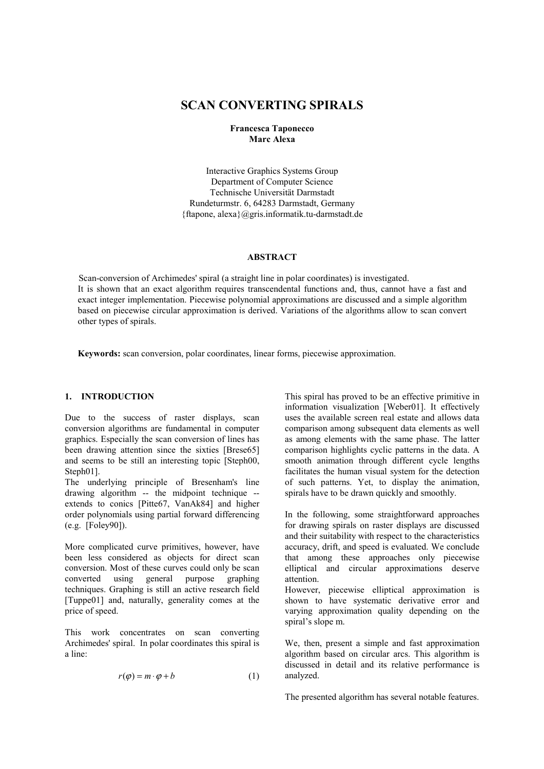# SCAN CONVERTING SPIRALS

**Francesca Taponecco**
**Marc Alexa**

Interactive Graphics Systems Group
Department of Computer Science
Technische Universität Darmstadt
Rundeturmstr. 6, 64283 Darmstadt, Germany
{ftapone, alexa}@gris.informatik.tu-darmstadt.de

## ABSTRACT

Scan-conversion of Archimedes' spiral (a straight line in polar coordinates) is investigated.
It is shown that an exact algorithm requires transcendental functions and, thus, cannot have a fast and exact integer implementation. Piecewise polynomial approximations are discussed and a simple algorithm based on piecewise circular approximation is derived. Variations of the algorithms allow to scan convert other types of spirals.

**Keywords:** scan conversion, polar coordinates, linear forms, piecewise approximation.

## 1. INTRODUCTION

Due to the success of raster displays, scan conversion algorithms are fundamental in computer graphics. Especially the scan conversion of lines has been drawing attention since the sixties [Brese65] and seems to be still an interesting topic [Steph00, Steph01].
The underlying principle of Bresenham's line drawing algorithm -- the midpoint technique -- extends to conics [Pitte67, VanAk84] and higher order polynomials using partial forward differencing (e.g. [Foley90]).

More complicated curve primitives, however, have been less considered as objects for direct scan conversion. Most of these curves could only be scan converted using general purpose graphing techniques. Graphing is still an active research field [Tuppe01] and, naturally, generality comes at the price of speed.

This work concentrates on scan converting Archimedes' spiral. In polar coordinates this spiral is a line:

$$r(\varphi) = m \cdot \varphi + b \qquad (1)$$

This spiral has proved to be an effective primitive in information visualization [Weber01]. It effectively uses the available screen real estate and allows data comparison among subsequent data elements as well as among elements with the same phase. The latter comparison highlights cyclic patterns in the data. A smooth animation through different cycle lengths facilitates the human visual system for the detection of such patterns. Yet, to display the animation, spirals have to be drawn quickly and smoothly.

In the following, some straightforward approaches for drawing spirals on raster displays are discussed and their suitability with respect to the characteristics accuracy, drift, and speed is evaluated. We conclude that among these approaches only piecewise elliptical and circular approximations deserve attention.
However, piecewise elliptical approximation is shown to have systematic derivative error and varying approximation quality depending on the spiral's slope m.

We, then, present a simple and fast approximation algorithm based on circular arcs. This algorithm is discussed in detail and its relative performance is analyzed.

The presented algorithm has several notable features.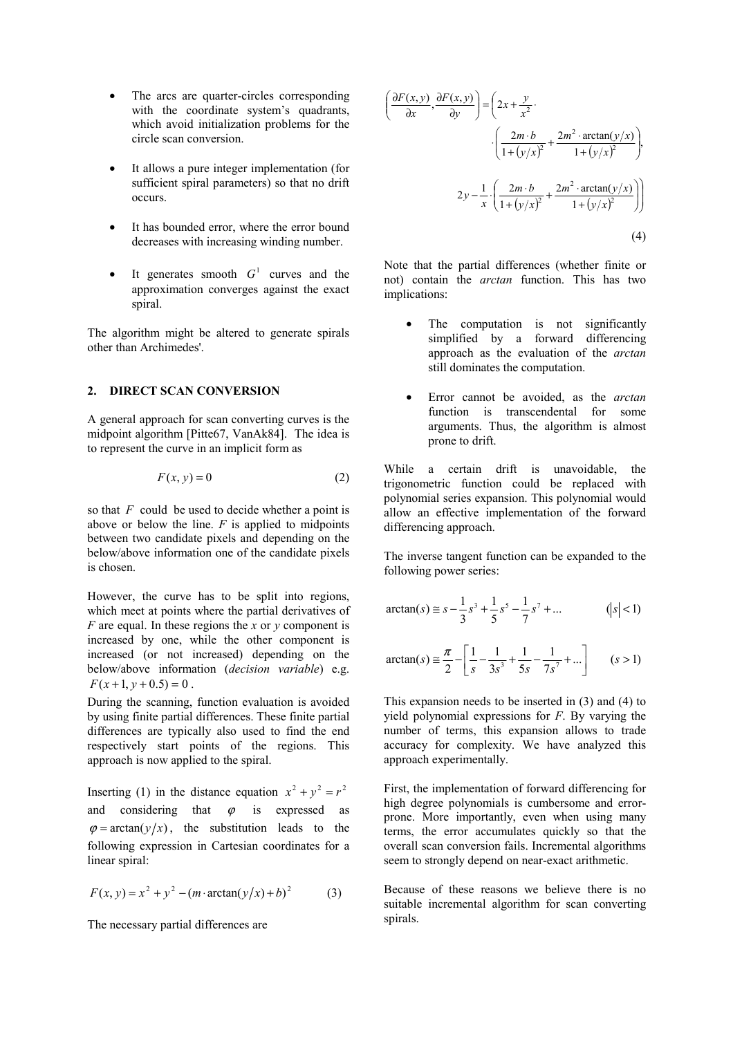- The arcs are quarter-circles corresponding with the coordinate system's quadrants, which avoid initialization problems for the circle scan conversion.

- It allows a pure integer implementation (for sufficient spiral parameters) so that no drift occurs.

- It has bounded error, where the error bound decreases with increasing winding number.

- It generates smooth $G^1$ curves and the approximation converges against the exact spiral.

The algorithm might be altered to generate spirals other than Archimedes'.

## 2. DIRECT SCAN CONVERSION

A general approach for scan converting curves is the midpoint algorithm [Pitte67, VanAk84]. The idea is to represent the curve in an implicit form as

$$F(x, y) = 0 \tag{2}$$

so that $F$ could be used to decide whether a point is above or below the line. $F$ is applied to midpoints between two candidate pixels and depending on the below/above information one of the candidate pixels is chosen.

However, the curve has to be split into regions, which meet at points where the partial derivatives of $F$ are equal. In these regions the $x$ or $y$ component is increased by one, while the other component is increased (or not increased) depending on the below/above information (*decision variable*) e.g. $F(x+1, y+0.5) = 0$.

During the scanning, function evaluation is avoided by using finite partial differences. These finite partial differences are typically also used to find the end respectively start points of the regions. This approach is now applied to the spiral.

Inserting (1) in the distance equation $x^2 + y^2 = r^2$ and considering that $\varphi$ is expressed as $\varphi = \arctan(y/x)$, the substitution leads to the following expression in Cartesian coordinates for a linear spiral:

$$F(x, y) = x^2 + y^2 - (m \cdot \arctan(y/x) + b)^2 \tag{3}$$

The necessary partial differences are

$$\left(\frac{\partial F(x,y)}{\partial x}, \frac{\partial F(x,y)}{\partial y}\right) = \left(2x + \frac{y}{x^2} \cdot \left(\frac{2m \cdot b}{1+(y/x)^2} + \frac{2m^2 \cdot \arctan(y/x)}{1+(y/x)^2}\right),\right.$$
$$\left. 2y - \frac{1}{x} \cdot \left(\frac{2m \cdot b}{1+(y/x)^2} + \frac{2m^2 \cdot \arctan(y/x)}{1+(y/x)^2}\right)\right) \tag{4}$$

Note that the partial differences (whether finite or not) contain the *arctan* function. This has two implications:

- The computation is not significantly simplified by a forward differencing approach as the evaluation of the *arctan* still dominates the computation.

- Error cannot be avoided, as the *arctan* function is transcendental for some arguments. Thus, the algorithm is almost prone to drift.

While a certain drift is unavoidable, the trigonometric function could be replaced with polynomial series expansion. This polynomial would allow an effective implementation of the forward differencing approach.

The inverse tangent function can be expanded to the following power series:

$$\arctan(s) \cong s - \frac{1}{3}s^3 + \frac{1}{5}s^5 - \frac{1}{7}s^7 + \ldots \qquad (|s| < 1)$$

$$\arctan(s) \cong \frac{\pi}{2} - \left[\frac{1}{s} - \frac{1}{3s^3} + \frac{1}{5s^5} - \frac{1}{7s^7} + \ldots\right] \qquad (s > 1)$$

This expansion needs to be inserted in (3) and (4) to yield polynomial expressions for $F$. By varying the number of terms, this expansion allows to trade accuracy for complexity. We have analyzed this approach experimentally.

First, the implementation of forward differencing for high degree polynomials is cumbersome and error-prone. More importantly, even when using many terms, the error accumulates quickly so that the overall scan conversion fails. Incremental algorithms seem to strongly depend on near-exact arithmetic.

Because of these reasons we believe there is no suitable incremental algorithm for scan converting spirals.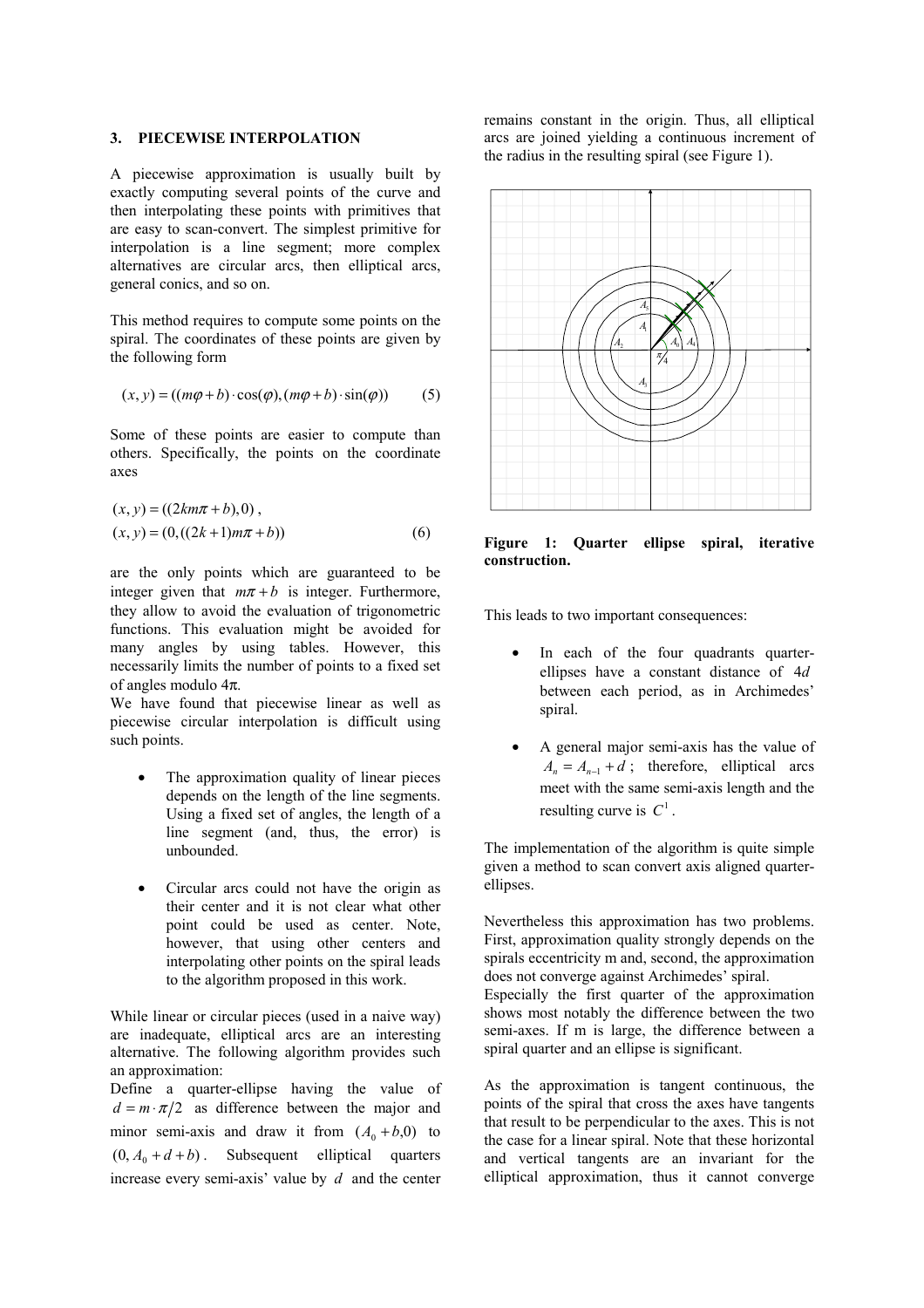## 3. PIECEWISE INTERPOLATION

A piecewise approximation is usually built by exactly computing several points of the curve and then interpolating these points with primitives that are easy to scan-convert. The simplest primitive for interpolation is a line segment; more complex alternatives are circular arcs, then elliptical arcs, general conics, and so on.

This method requires to compute some points on the spiral. The coordinates of these points are given by the following form

$$(x, y) = ((m\varphi + b)\cdot\cos(\varphi), (m\varphi + b)\cdot\sin(\varphi)) \qquad (5)$$

Some of these points are easier to compute than others. Specifically, the points on the coordinate axes

$$(x, y) = ((2km\pi + b), 0),$$
$$(x, y) = (0, ((2k+1)m\pi + b)) \qquad (6)$$

are the only points which are guaranteed to be integer given that $m\pi + b$ is integer. Furthermore, they allow to avoid the evaluation of trigonometric functions. This evaluation might be avoided for many angles by using tables. However, this necessarily limits the number of points to a fixed set of angles modulo $4\pi$.

We have found that piecewise linear as well as piecewise circular interpolation is difficult using such points.

- The approximation quality of linear pieces depends on the length of the line segments. Using a fixed set of angles, the length of a line segment (and, thus, the error) is unbounded.
- Circular arcs could not have the origin as their center and it is not clear what other point could be used as center. Note, however, that using other centers and interpolating other points on the spiral leads to the algorithm proposed in this work.

While linear or circular pieces (used in a naive way) are inadequate, elliptical arcs are an interesting alternative. The following algorithm provides such an approximation:

Define a quarter-ellipse having the value of $d = m\cdot\pi/2$ as difference between the major and minor semi-axis and draw it from $(A_0 + b, 0)$ to $(0, A_0 + d + b)$. Subsequent elliptical quarters increase every semi-axis' value by $d$ and the center remains constant in the origin. Thus, all elliptical arcs are joined yielding a continuous increment of the radius in the resulting spiral (see Figure 1).

**Figure 1: Quarter ellipse spiral, iterative construction.**

This leads to two important consequences:

- In each of the four quadrants quarter-ellipses have a constant distance of $4d$ between each period, as in Archimedes' spiral.
- A general major semi-axis has the value of $A_n = A_{n-1} + d$; therefore, elliptical arcs meet with the same semi-axis length and the resulting curve is $C^1$.

The implementation of the algorithm is quite simple given a method to scan convert axis aligned quarter-ellipses.

Nevertheless this approximation has two problems. First, approximation quality strongly depends on the spirals eccentricity m and, second, the approximation does not converge against Archimedes' spiral.

Especially the first quarter of the approximation shows most notably the difference between the two semi-axes. If m is large, the difference between a spiral quarter and an ellipse is significant.

As the approximation is tangent continuous, the points of the spiral that cross the axes have tangents that result to be perpendicular to the axes. This is not the case for a linear spiral. Note that these horizontal and vertical tangents are an invariant for the elliptical approximation, thus it cannot converge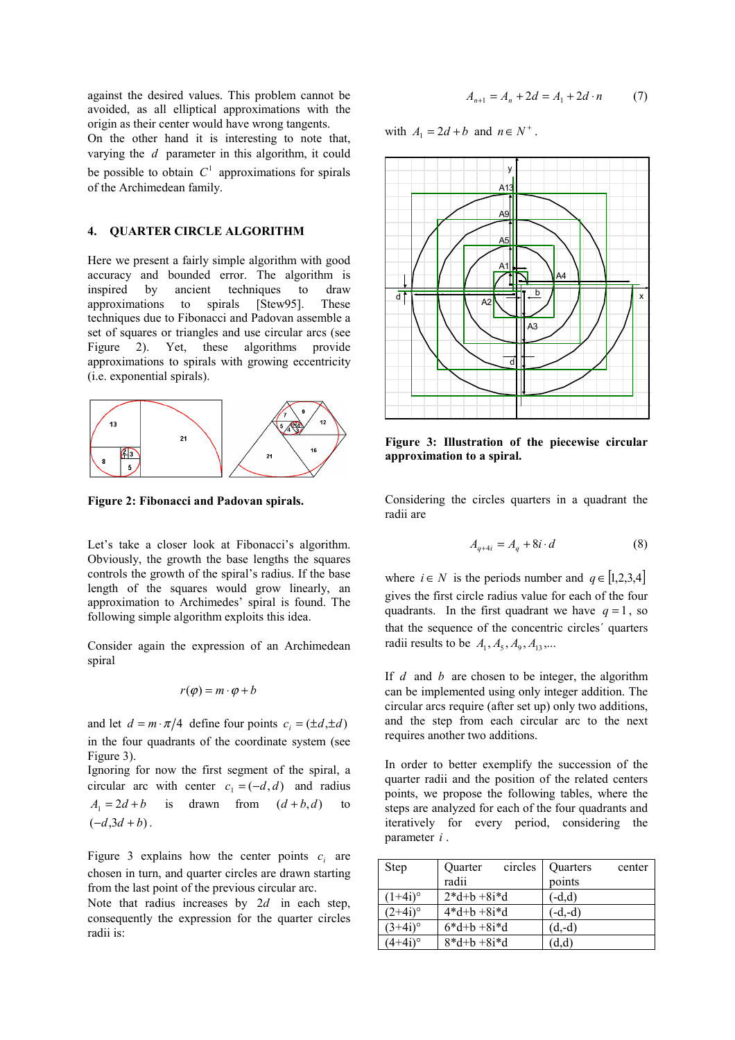against the desired values. This problem cannot be avoided, as all elliptical approximations with the origin as their center would have wrong tangents.
On the other hand it is interesting to note that, varying the $d$ parameter in this algorithm, it could be possible to obtain $C^1$ approximations for spirals of the Archimedean family.

## 4. QUARTER CIRCLE ALGORITHM

Here we present a fairly simple algorithm with good accuracy and bounded error. The algorithm is inspired by ancient techniques to draw approximations to spirals [Stew95]. These techniques due to Fibonacci and Padovan assemble a set of squares or triangles and use circular arcs (see Figure 2). Yet, these algorithms provide approximations to spirals with growing eccentricity (i.e. exponential spirals).

**Figure 2: Fibonacci and Padovan spirals.**

Let's take a closer look at Fibonacci's algorithm. Obviously, the growth the base lengths the squares controls the growth of the spiral's radius. If the base length of the squares would grow linearly, an approximation to Archimedes' spiral is found. The following simple algorithm exploits this idea.

Consider again the expression of an Archimedean spiral

$$r(\varphi) = m \cdot \varphi + b$$

and let $d = m \cdot \pi/4$ define four points $c_i = (\pm d, \pm d)$ in the four quadrants of the coordinate system (see Figure 3).
Ignoring for now the first segment of the spiral, a circular arc with center $c_1 = (-d, d)$ and radius $A_1 = 2d + b$ is drawn from $(d+b, d)$ to $(-d, 3d+b)$.

Figure 3 explains how the center points $c_i$ are chosen in turn, and quarter circles are drawn starting from the last point of the previous circular arc.
Note that radius increases by $2d$ in each step, consequently the expression for the quarter circles radii is:

$$A_{n+1} = A_n + 2d = A_1 + 2d \cdot n \qquad (7)$$

with $A_1 = 2d + b$ and $n \in N^+$.

**Figure 3: Illustration of the piecewise circular approximation to a spiral.**

Considering the circles quarters in a quadrant the radii are

$$A_{q+4i} = A_q + 8i \cdot d \qquad (8)$$

where $i \in N$ is the periods number and $q \in [1,2,3,4]$ gives the first circle radius value for each of the four quadrants. In the first quadrant we have $q = 1$, so that the sequence of the concentric circles´ quarters radii results to be $A_1, A_5, A_9, A_{13},...$

If $d$ and $b$ are chosen to be integer, the algorithm can be implemented using only integer addition. The circular arcs require (after set up) only two additions, and the step from each circular arc to the next requires another two additions.

In order to better exemplify the succession of the quarter radii and the position of the related centers points, we propose the following tables, where the steps are analyzed for each of the four quadrants and iteratively for every period, considering the parameter $i$.

| Step | Quarter circles radii | Quarters center points |
|---|---|---|
| (1+4i)° | 2*d+b +8i*d | (-d,d) |
| (2+4i)° | 4*d+b +8i*d | (-d,-d) |
| (3+4i)° | 6*d+b +8i*d | (d,-d) |
| (4+4i)° | 8*d+b +8i*d | (d,d) |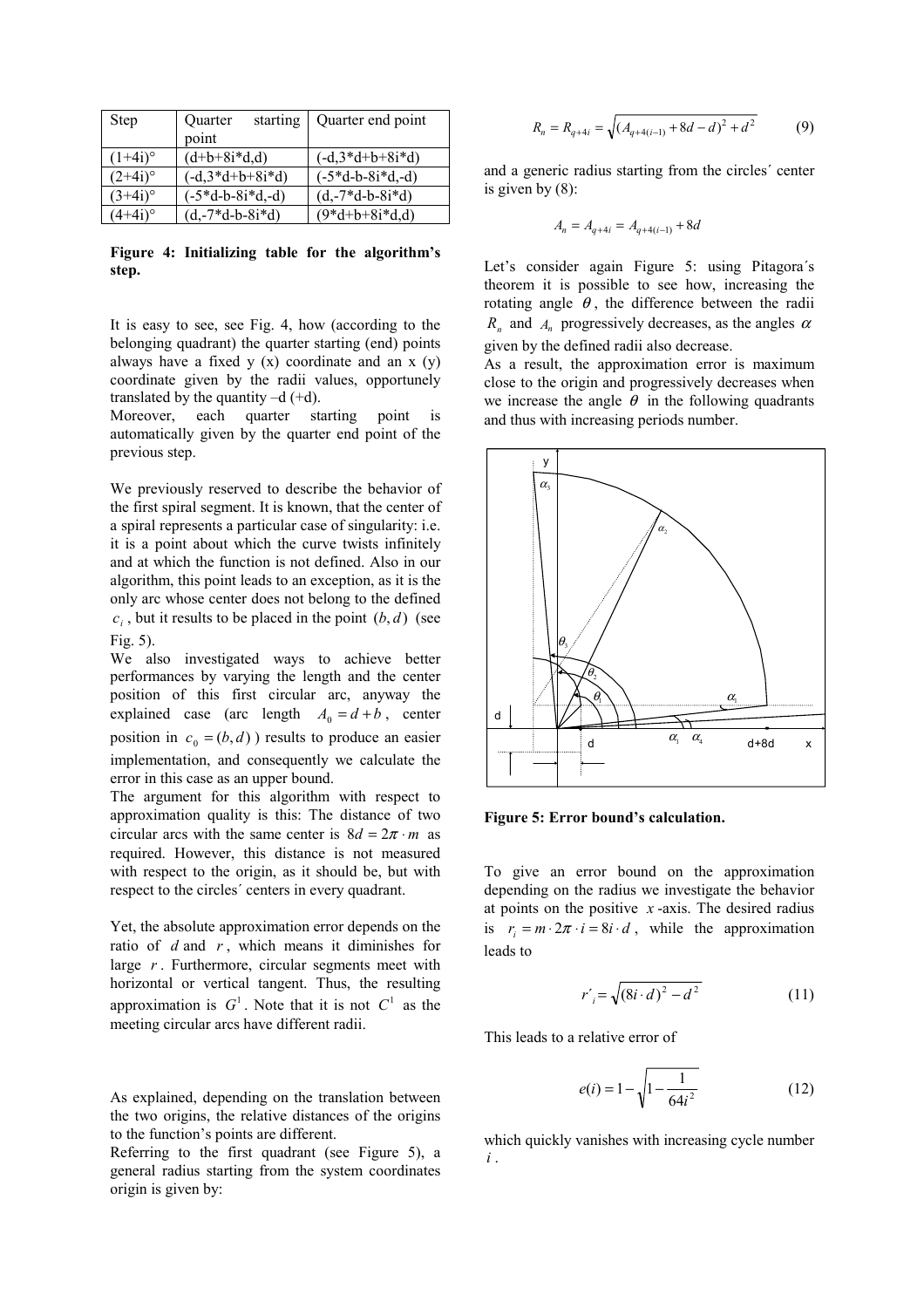| Step | Quarter starting point | Quarter end point |
|---|---|---|
| (1+4i)° | (d+b+8i\*d,d) | (-d,3\*d+b+8i\*d) |
| (2+4i)° | (-d,3\*d+b+8i\*d) | (-5\*d-b-8i\*d,-d) |
| (3+4i)° | (-5\*d-b-8i\*d,-d) | (d,-7\*d-b-8i\*d) |
| (4+4i)° | (d,-7\*d-b-8i\*d) | (9\*d+b+8i\*d,d) |

**Figure 4: Initializing table for the algorithm's step.**

It is easy to see, see Fig. 4, how (according to the belonging quadrant) the quarter starting (end) points always have a fixed y (x) coordinate and an x (y) coordinate given by the radii values, opportunely translated by the quantity –d (+d).

Moreover, each quarter starting point is automatically given by the quarter end point of the previous step.

We previously reserved to describe the behavior of the first spiral segment. It is known, that the center of a spiral represents a particular case of singularity: i.e. it is a point about which the curve twists infinitely and at which the function is not defined. Also in our algorithm, this point leads to an exception, as it is the only arc whose center does not belong to the defined $c_i$, but it results to be placed in the point $(b,d)$ (see Fig. 5).

We also investigated ways to achieve better performances by varying the length and the center position of this first circular arc, anyway the explained case (arc length $A_0 = d + b$, center position in $c_0 = (b,d)$) results to produce an easier implementation, and consequently we calculate the error in this case as an upper bound.

The argument for this algorithm with respect to approximation quality is this: The distance of two circular arcs with the same center is $8d = 2\pi \cdot m$ as required. However, this distance is not measured with respect to the origin, as it should be, but with respect to the circles´ centers in every quadrant.

Yet, the absolute approximation error depends on the ratio of $d$ and $r$, which means it diminishes for large $r$. Furthermore, circular segments meet with horizontal or vertical tangent. Thus, the resulting approximation is $G^1$. Note that it is not $C^1$ as the meeting circular arcs have different radii.

As explained, depending on the translation between the two origins, the relative distances of the origins to the function's points are different.

Referring to the first quadrant (see Figure 5), a general radius starting from the system coordinates origin is given by:

$$R_n = R_{q+4i} = \sqrt{(A_{q+4(i-1)} + 8d - d)^2 + d^2} \qquad (9)$$

and a generic radius starting from the circles´ center is given by (8):

$$A_n = A_{q+4i} = A_{q+4(i-1)} + 8d$$

Let's consider again Figure 5: using Pitagora´s theorem it is possible to see how, increasing the rotating angle $\theta$, the difference between the radii $R_n$ and $A_n$ progressively decreases, as the angles $\alpha$ given by the defined radii also decrease.

As a result, the approximation error is maximum close to the origin and progressively decreases when we increase the angle $\theta$ in the following quadrants and thus with increasing periods number.

**Figure 5: Error bound's calculation.**

To give an error bound on the approximation depending on the radius we investigate the behavior at points on the positive $x$-axis. The desired radius is $r_i = m \cdot 2\pi \cdot i = 8i \cdot d$, while the approximation leads to

$$r'_i = \sqrt{(8i \cdot d)^2 - d^2} \qquad (11)$$

This leads to a relative error of

$$e(i) = 1 - \sqrt{1 - \frac{1}{64i^2}} \qquad (12)$$

which quickly vanishes with increasing cycle number $i$.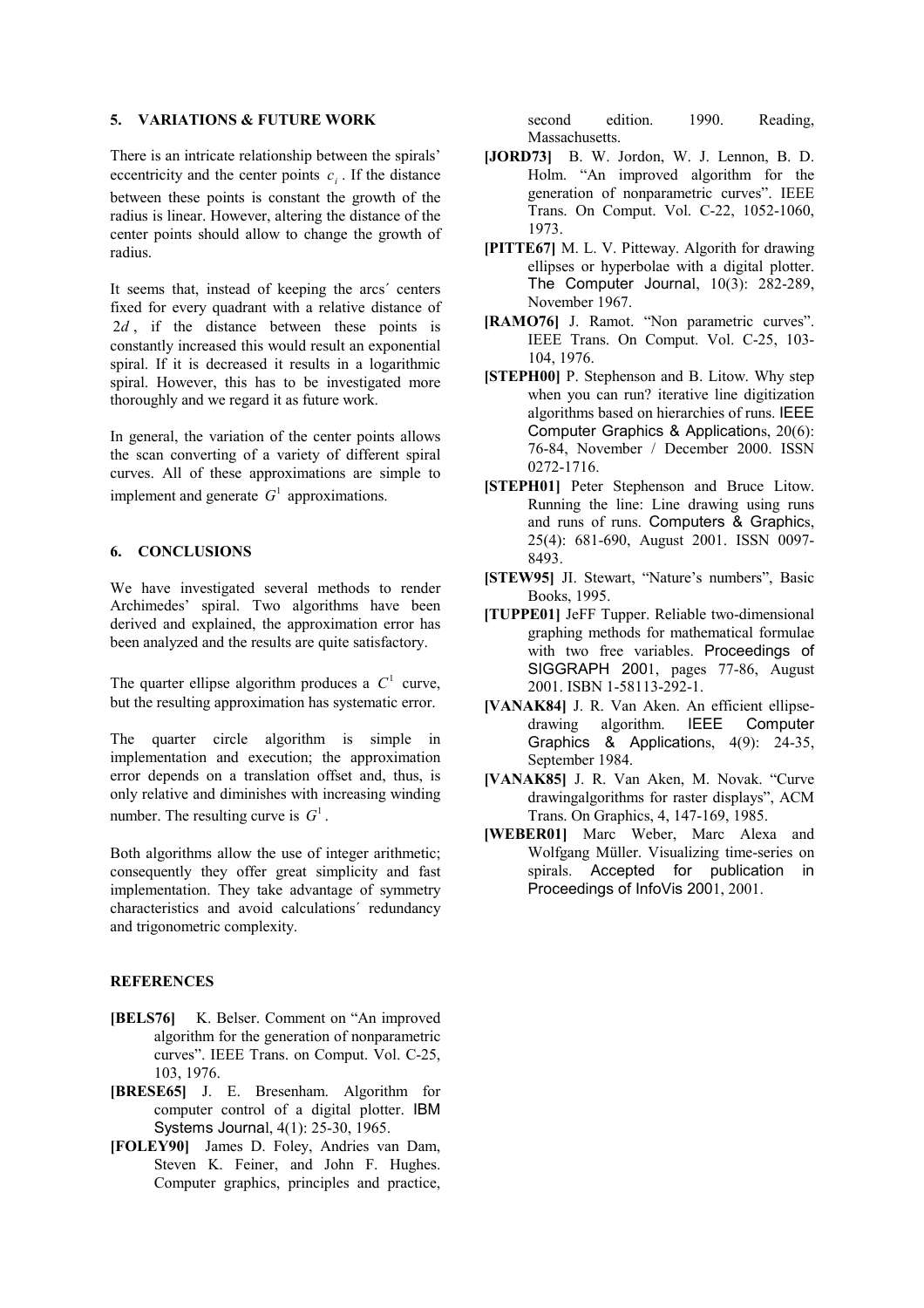## 5. VARIATIONS & FUTURE WORK

There is an intricate relationship between the spirals' eccentricity and the center points $c_i$. If the distance between these points is constant the growth of the radius is linear. However, altering the distance of the center points should allow to change the growth of radius.

It seems that, instead of keeping the arcs´ centers fixed for every quadrant with a relative distance of $2d$, if the distance between these points is constantly increased this would result an exponential spiral. If it is decreased it results in a logarithmic spiral. However, this has to be investigated more thoroughly and we regard it as future work.

In general, the variation of the center points allows the scan converting of a variety of different spiral curves. All of these approximations are simple to implement and generate $G^1$ approximations.

## 6. CONCLUSIONS

We have investigated several methods to render Archimedes' spiral. Two algorithms have been derived and explained, the approximation error has been analyzed and the results are quite satisfactory.

The quarter ellipse algorithm produces a $C^1$ curve, but the resulting approximation has systematic error.

The quarter circle algorithm is simple in implementation and execution; the approximation error depends on a translation offset and, thus, is only relative and diminishes with increasing winding number. The resulting curve is $G^1$.

Both algorithms allow the use of integer arithmetic; consequently they offer great simplicity and fast implementation. They take advantage of symmetry characteristics and avoid calculations´ redundancy and trigonometric complexity.

## REFERENCES

**[BELS76]** K. Belser. Comment on "An improved algorithm for the generation of nonparametric curves". IEEE Trans. on Comput. Vol. C-25, 103, 1976.

**[BRESE65]** J. E. Bresenham. Algorithm for computer control of a digital plotter. IBM Systems Journal, 4(1): 25-30, 1965.

**[FOLEY90]** James D. Foley, Andries van Dam, Steven K. Feiner, and John F. Hughes. Computer graphics, principles and practice, second edition. 1990. Reading, Massachusetts.

**[JORD73]** B. W. Jordon, W. J. Lennon, B. D. Holm. "An improved algorithm for the generation of nonparametric curves". IEEE Trans. On Comput. Vol. C-22, 1052-1060, 1973.

**[PITTE67]** M. L. V. Pitteway. Algorith for drawing ellipses or hyperbolae with a digital plotter. The Computer Journal, 10(3): 282-289, November 1967.

**[RAMO76]** J. Ramot. "Non parametric curves". IEEE Trans. On Comput. Vol. C-25, 103-104, 1976.

**[STEPH00]** P. Stephenson and B. Litow. Why step when you can run? iterative line digitization algorithms based on hierarchies of runs. IEEE Computer Graphics & Applications, 20(6): 76-84, November / December 2000. ISSN 0272-1716.

**[STEPH01]** Peter Stephenson and Bruce Litow. Running the line: Line drawing using runs and runs of runs. Computers & Graphics, 25(4): 681-690, August 2001. ISSN 0097-8493.

**[STEW95]** JI. Stewart, "Nature's numbers", Basic Books, 1995.

**[TUPPE01]** JeFF Tupper. Reliable two-dimensional graphing methods for mathematical formulae with two free variables. Proceedings of SIGGRAPH 2001, pages 77-86, August 2001. ISBN 1-58113-292-1.

**[VANAK84]** J. R. Van Aken. An efficient ellipse-drawing algorithm. IEEE Computer Graphics & Applications, 4(9): 24-35, September 1984.

**[VANAK85]** J. R. Van Aken, M. Novak. "Curve drawingalgorithms for raster displays", ACM Trans. On Graphics, 4, 147-169, 1985.

**[WEBER01]** Marc Weber, Marc Alexa and Wolfgang Müller. Visualizing time-series on spirals. Accepted for publication in Proceedings of InfoVis 2001, 2001.